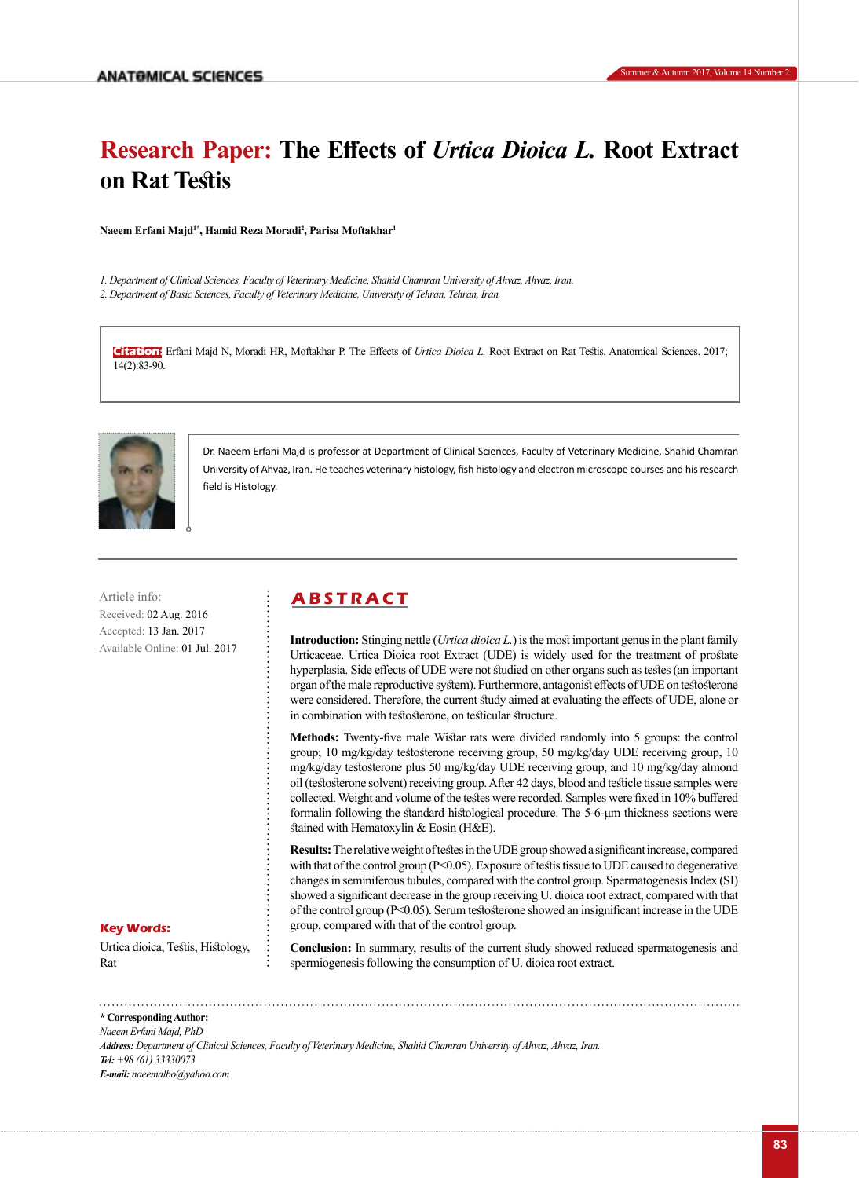# Research Paper: The Effects of *Urtica Dioica L.* Root Extract on Rat Testis

**Naeem Erfani Majd[1*], Hamid Reza Moradi[2], Parisa Moftakhar[1]**

*1. Department of Clinical Sciences, Faculty of Veterinary Medicine, Shahid Chamran University of Ahvaz, Ahvaz, Iran.*
*2. Department of Basic Sciences, Faculty of Veterinary Medicine, University of Tehran, Tehran, Iran.*

**Citation:** Erfani Majd N, Moradi HR, Moftakhar P. The Effects of *Urtica Dioica L.* Root Extract on Rat Testis. Anatomical Sciences. 2017; 14(2):83-90.

Dr. Naeem Erfani Majd is professor at Department of Clinical Sciences, Faculty of Veterinary Medicine, Shahid Chamran University of Ahvaz, Iran. He teaches veterinary histology, fish histology and electron microscope courses and his research field is Histology.

Article info:
Received: 02 Aug. 2016
Accepted: 13 Jan. 2017
Available Online: 01 Jul. 2017

**Key Words:**
Urtica dioica, Testis, Histology, Rat

## ABSTRACT

**Introduction:** Stinging nettle (*Urtica dioica L.*) is the most important genus in the plant family Urticaceae. Urtica Dioica root Extract (UDE) is widely used for the treatment of prostate hyperplasia. Side effects of UDE were not studied on other organs such as testes (an important organ of the male reproductive system). Furthermore, antagonist effects of UDE on testosterone were considered. Therefore, the current study aimed at evaluating the effects of UDE, alone or in combination with testosterone, on testicular structure.

**Methods:** Twenty-five male Wistar rats were divided randomly into 5 groups: the control group; 10 mg/kg/day testosterone receiving group, 50 mg/kg/day UDE receiving group, 10 mg/kg/day testosterone plus 50 mg/kg/day UDE receiving group, and 10 mg/kg/day almond oil (testosterone solvent) receiving group. After 42 days, blood and testicle tissue samples were collected. Weight and volume of the testes were recorded. Samples were fixed in 10% buffered formalin following the standard histological procedure. The 5-6-µm thickness sections were stained with Hematoxylin & Eosin (H&E).

**Results:** The relative weight of testes in the UDE group showed a significant increase, compared with that of the control group ($P<0.05$). Exposure of testis tissue to UDE caused to degenerative changes in seminiferous tubules, compared with the control group. Spermatogenesis Index (SI) showed a significant decrease in the group receiving U. dioica root extract, compared with that of the control group ($P<0.05$). Serum testosterone showed an insignificant increase in the UDE group, compared with that of the control group.

**Conclusion:** In summary, results of the current study showed reduced spermatogenesis and spermiogenesis following the consumption of U. dioica root extract.

**\* Corresponding Author:**
*Naeem Erfani Majd, PhD*
***Address:*** *Department of Clinical Sciences, Faculty of Veterinary Medicine, Shahid Chamran University of Ahvaz, Ahvaz, Iran.*
***Tel:*** *+98 (61) 33330073*
***E-mail:*** *naeemalbo@yahoo.com*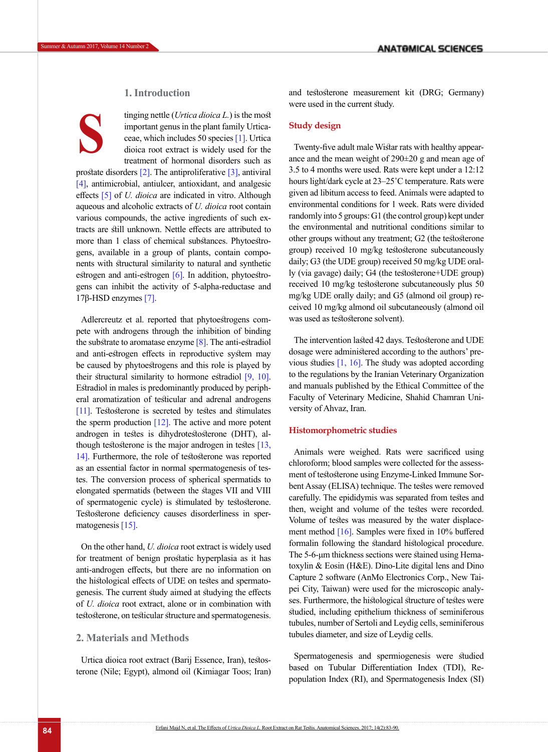## 1. Introduction

Stinging nettle (*Urtica dioica L.*) is the most important genus in the plant family Urticaceae, which includes 50 species [1]. Urtica dioica root extract is widely used for the treatment of hormonal disorders such as prostate disorders [2]. The antiproliferative [3], antiviral [4], antimicrobial, antiulcer, antioxidant, and analgesic effects [5] of *U. dioica* are indicated in vitro. Although aqueous and alcoholic extracts of *U. dioica* root contain various compounds, the active ingredients of such extracts are still unknown. Nettle effects are attributed to more than 1 class of chemical substances. Phytoestrogens, available in a group of plants, contain components with structural similarity to natural and synthetic estrogen and anti-estrogen [6]. In addition, phytoestrogens can inhibit the activity of 5-alpha-reductase and 17β-HSD enzymes [7].

Adlercreutz et al. reported that phytoestrogens compete with androgens through the inhibition of binding the substrate to aromatase enzyme [8]. The anti-estradiol and anti-estrogen effects in reproductive system may be caused by phytoestrogens and this role is played by their structural similarity to hormone estradiol [9, 10]. Estradiol in males is predominantly produced by peripheral aromatization of testicular and adrenal androgens [11]. Testosterone is secreted by testes and stimulates the sperm production [12]. The active and more potent androgen in testes is dihydrotestosterone (DHT), although testosterone is the major androgen in testes [13, 14]. Furthermore, the role of testosterone was reported as an essential factor in normal spermatogenesis of testes. The conversion process of spherical spermatids to elongated spermatids (between the stages VII and VIII of spermatogenic cycle) is stimulated by testosterone. Testosterone deficiency causes disorderliness in spermatogenesis [15].

On the other hand, *U. dioica* root extract is widely used for treatment of benign prostatic hyperplasia as it has anti-androgen effects, but there are no information on the histological effects of UDE on testes and spermatogenesis. The current study aimed at studying the effects of *U. dioica* root extract, alone or in combination with testosterone, on testicular structure and spermatogenesis.

## 2. Materials and Methods

Urtica dioica root extract (Barij Essence, Iran), testosterone (Nile; Egypt), almond oil (Kimiagar Toos; Iran) and testosterone measurement kit (DRG; Germany) were used in the current study.

### Study design

Twenty-five adult male Wistar rats with healthy appearance and the mean weight of 290±20 g and mean age of 3.5 to 4 months were used. Rats were kept under a 12:12 hours light/dark cycle at 23–25°C temperature. Rats were given ad libitum access to feed. Animals were adapted to environmental conditions for 1 week. Rats were divided randomly into 5 groups: G1 (the control group) kept under the environmental and nutritional conditions similar to other groups without any treatment; G2 (the testosterone group) received 10 mg/kg testosterone subcutaneously daily; G3 (the UDE group) received 50 mg/kg UDE orally (via gavage) daily; G4 (the testosterone+UDE group) received 10 mg/kg testosterone subcutaneously plus 50 mg/kg UDE orally daily; and G5 (almond oil group) received 10 mg/kg almond oil subcutaneously (almond oil was used as testosterone solvent).

The intervention lasted 42 days. Testosterone and UDE dosage were administered according to the authors' previous studies [1, 16]. The study was adopted according to the regulations by the Iranian Veterinary Organization and manuals published by the Ethical Committee of the Faculty of Veterinary Medicine, Shahid Chamran University of Ahvaz, Iran.

### Histomorphometric studies

Animals were weighed. Rats were sacrificed using chloroform; blood samples were collected for the assessment of testosterone using Enzyme-Linked Immune Sorbent Assay (ELISA) technique. The testes were removed carefully. The epididymis was separated from testes and then, weight and volume of the testes were recorded. Volume of testes was measured by the water displacement method [16]. Samples were fixed in 10% buffered formalin following the standard histological procedure. The 5-6-μm thickness sections were stained using Hematoxylin & Eosin (H&E). Dino-Lite digital lens and Dino Capture 2 software (AnMo Electronics Corp., New Taipei City, Taiwan) were used for the microscopic analyses. Furthermore, the histological structure of testes were studied, including epithelium thickness of seminiferous tubules, number of Sertoli and Leydig cells, seminiferous tubules diameter, and size of Leydig cells.

Spermatogenesis and spermiogenesis were studied based on Tubular Differentiation Index (TDI), Repopulation Index (RI), and Spermatogenesis Index (SI)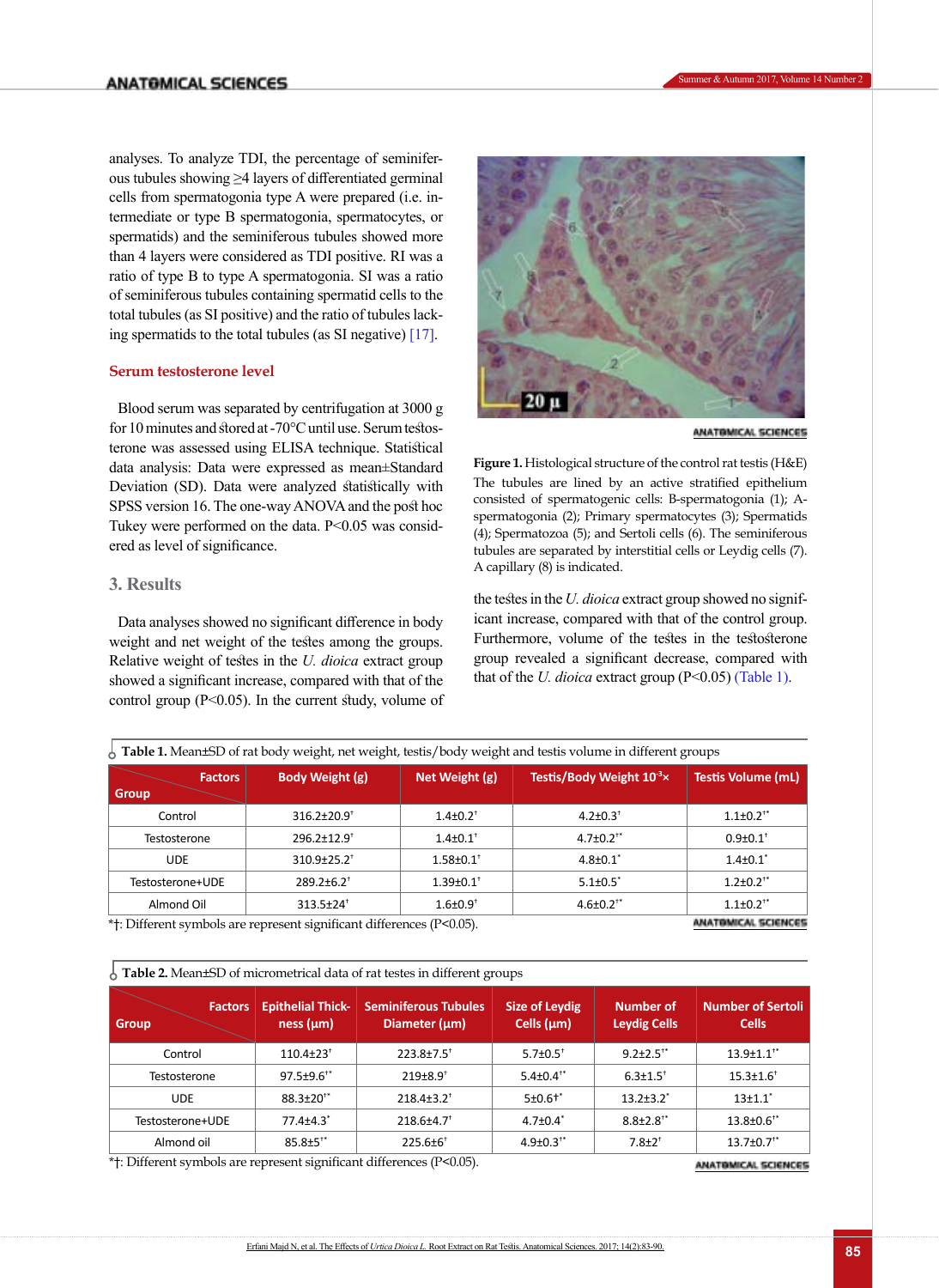analyses. To analyze TDI, the percentage of seminiferous tubules showing ≥4 layers of differentiated germinal cells from spermatogonia type A were prepared (i.e. intermediate or type B spermatogonia, spermatocytes, or spermatids) and the seminiferous tubules showed more than 4 layers were considered as TDI positive. RI was a ratio of type B to type A spermatogonia. SI was a ratio of seminiferous tubules containing spermatid cells to the total tubules (as SI positive) and the ratio of tubules lacking spermatids to the total tubules (as SI negative) [17].

### Serum testosterone level

Blood serum was separated by centrifugation at 3000 g for 10 minutes and stored at -70°C until use. Serum testosterone was assessed using ELISA technique. Statistical data analysis: Data were expressed as mean±Standard Deviation (SD). Data were analyzed statistically with SPSS version 16. The one-way ANOVA and the post hoc Tukey were performed on the data. P<0.05 was considered as level of significance.

## 3. Results

Data analyses showed no significant difference in body weight and net weight of the testes among the groups. Relative weight of testes in the *U. dioica* extract group showed a significant increase, compared with that of the control group (P<0.05). In the current study, volume of the testes in the *U. dioica* extract group showed no significant increase, compared with that of the control group. Furthermore, volume of the testes in the testosterone group revealed a significant decrease, compared with that of the *U. dioica* extract group (P<0.05) (Table 1).

**Figure 1.** Histological structure of the control rat testis (H&E)
The tubules are lined by an active stratified epithelium consisted of spermatogenic cells: B-spermatogonia (1); A-spermatogonia (2); Primary spermatocytes (3); Spermatids (4); Spermatozoa (5); and Sertoli cells (6). The seminiferous tubules are separated by interstitial cells or Leydig cells (7). A capillary (8) is indicated.

**Table 1.** Mean±SD of rat body weight, net weight, testis/body weight and testis volume in different groups

| Group \ Factors | Body Weight (g) | Net Weight (g) | Testis/Body Weight $10^{-3}$× | Testis Volume (mL) |
|---|---|---|---|---|
| Control | 316.2±20.9† | 1.4±0.2† | 4.2±0.3† | 1.1±0.2†* |
| Testosterone | 296.2±12.9† | 1.4±0.1† | 4.7±0.2†* | 0.9±0.1† |
| UDE | 310.9±25.2† | 1.58±0.1† | 4.8±0.1* | 1.4±0.1* |
| Testosterone+UDE | 289.2±6.2† | 1.39±0.1† | 5.1±0.5* | 1.2±0.2†* |
| Almond Oil | 313.5±24† | 1.6±0.9† | 4.6±0.2†* | 1.1±0.2†* |

*†: Different symbols are represent significant differences (P<0.05).

**Table 2.** Mean±SD of micrometrical data of rat testes in different groups

| Group \ Factors | Epithelial Thickness (µm) | Seminiferous Tubules Diameter (µm) | Size of Leydig Cells (µm) | Number of Leydig Cells | Number of Sertoli Cells |
|---|---|---|---|---|---|
| Control | 110.4±23† | 223.8±7.5† | 5.7±0.5† | 9.2±2.5†* | 13.9±1.1†* |
| Testosterone | 97.5±9.6†* | 219±8.9† | 5.4±0.4†* | 6.3±1.5† | 15.3±1.6† |
| UDE | 88.3±20†* | 218.4±3.2† | 5±0.6†* | 13.2±3.2* | 13±1.1* |
| Testosterone+UDE | 77.4±4.3* | 218.6±4.7† | 4.7±0.4* | 8.8±2.8†* | 13.8±0.6†* |
| Almond oil | 85.8±5†* | 225.6±6† | 4.9±0.3†* | 7.8±2† | 13.7±0.7†* |

*†: Different symbols are represent significant differences (P<0.05).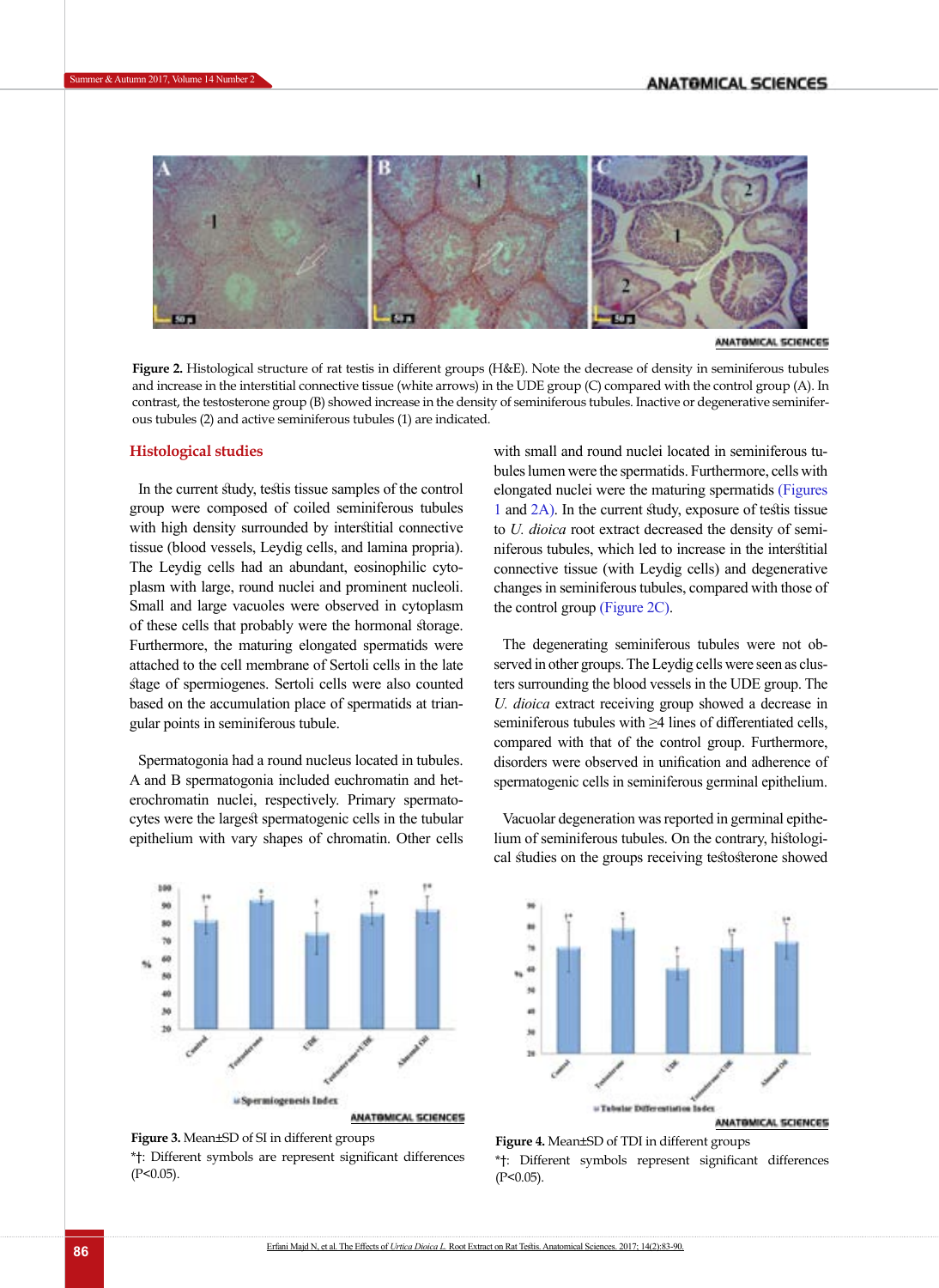**Figure 2.** Histological structure of rat testis in different groups (H&E). Note the decrease of density in seminiferous tubules and increase in the interstitial connective tissue (white arrows) in the UDE group (C) compared with the control group (A). In contrast, the testosterone group (B) showed increase in the density of seminiferous tubules. Inactive or degenerative seminiferous tubules (2) and active seminiferous tubules (1) are indicated.

## Histological studies

In the current study, testis tissue samples of the control group were composed of coiled seminiferous tubules with high density surrounded by interstitial connective tissue (blood vessels, Leydig cells, and lamina propria). The Leydig cells had an abundant, eosinophilic cytoplasm with large, round nuclei and prominent nucleoli. Small and large vacuoles were observed in cytoplasm of these cells that probably were the hormonal storage. Furthermore, the maturing elongated spermatids were attached to the cell membrane of Sertoli cells in the late stage of spermiogenes. Sertoli cells were also counted based on the accumulation place of spermatids at triangular points in seminiferous tubule.

Spermatogonia had a round nucleus located in tubules. A and B spermatogonia included euchromatin and heterochromatin nuclei, respectively. Primary spermatocytes were the largest spermatogenic cells in the tubular epithelium with vary shapes of chromatin. Other cells with small and round nuclei located in seminiferous tubules lumen were the spermatids. Furthermore, cells with elongated nuclei were the maturing spermatids (Figures 1 and 2A). In the current study, exposure of testis tissue to *U. dioica* root extract decreased the density of seminiferous tubules, which led to increase in the interstitial connective tissue (with Leydig cells) and degenerative changes in seminiferous tubules, compared with those of the control group (Figure 2C).

The degenerating seminiferous tubules were not observed in other groups. The Leydig cells were seen as clusters surrounding the blood vessels in the UDE group. The *U. dioica* extract receiving group showed a decrease in seminiferous tubules with ≥4 lines of differentiated cells, compared with that of the control group. Furthermore, disorders were observed in unification and adherence of spermatogenic cells in seminiferous germinal epithelium.

Vacuolar degeneration was reported in germinal epithelium of seminiferous tubules. On the contrary, histological studies on the groups receiving testosterone showed

**Figure 3.** Mean±SD of SI in different groups

*†: Different symbols are represent significant differences (P<0.05).

**Figure 4.** Mean±SD of TDI in different groups

*†: Different symbols represent significant differences (P<0.05).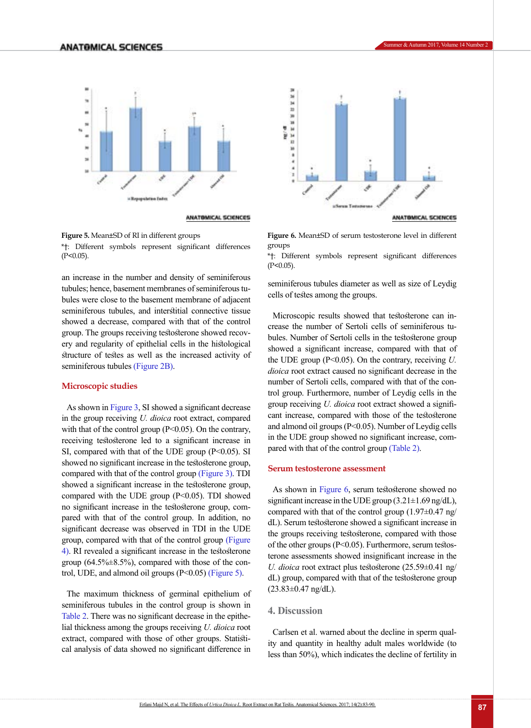**Figure 5.** Mean±SD of RI in different groups

*†: Different symbols represent significant differences (P<0.05).

**Figure 6.** Mean±SD of serum testosterone level in different groups

*†: Different symbols represent significant differences (P<0.05).

an increase in the number and density of seminiferous tubules; hence, basement membranes of seminiferous tubules were close to the basement membrane of adjacent seminiferous tubules, and interstitial connective tissue showed a decrease, compared with that of the control group. The groups receiving testosterone showed recovery and regularity of epithelial cells in the histological structure of testes as well as the increased activity of seminiferous tubules (Figure 2B).

### Microscopic studies

As shown in Figure 3, SI showed a significant decrease in the group receiving *U. dioica* root extract, compared with that of the control group (P<0.05). On the contrary, receiving testosterone led to a significant increase in SI, compared with that of the UDE group (P<0.05). SI showed no significant increase in the testosterone group, compared with that of the control group (Figure 3). TDI showed a significant increase in the testosterone group, compared with the UDE group (P<0.05). TDI showed no significant increase in the testosterone group, compared with that of the control group. In addition, no significant decrease was observed in TDI in the UDE group, compared with that of the control group (Figure 4). RI revealed a significant increase in the testosterone group (64.5%±8.5%), compared with those of the control, UDE, and almond oil groups (P<0.05) (Figure 5).

The maximum thickness of germinal epithelium of seminiferous tubules in the control group is shown in Table 2. There was no significant decrease in the epithelial thickness among the groups receiving *U. dioica* root extract, compared with those of other groups. Statistical analysis of data showed no significant difference in seminiferous tubules diameter as well as size of Leydig cells of testes among the groups.

Microscopic results showed that testosterone can increase the number of Sertoli cells of seminiferous tubules. Number of Sertoli cells in the testosterone group showed a significant increase, compared with that of the UDE group (P<0.05). On the contrary, receiving *U. dioica* root extract caused no significant decrease in the number of Sertoli cells, compared with that of the control group. Furthermore, number of Leydig cells in the group receiving *U. dioica* root extract showed a significant increase, compared with those of the testosterone and almond oil groups (P<0.05). Number of Leydig cells in the UDE group showed no significant increase, compared with that of the control group (Table 2).

### Serum testosterone assessment

As shown in Figure 6, serum testosterone showed no significant increase in the UDE group (3.21±1.69 ng/dL), compared with that of the control group (1.97±0.47 ng/dL). Serum testosterone showed a significant increase in the groups receiving testosterone, compared with those of the other groups (P<0.05). Furthermore, serum testosterone assessments showed insignificant increase in the *U. dioica* root extract plus testosterone (25.59±0.41 ng/dL) group, compared with that of the testosterone group (23.83±0.47 ng/dL).

## 4. Discussion

Carlsen et al. warned about the decline in sperm quality and quantity in healthy adult males worldwide (to less than 50%), which indicates the decline of fertility in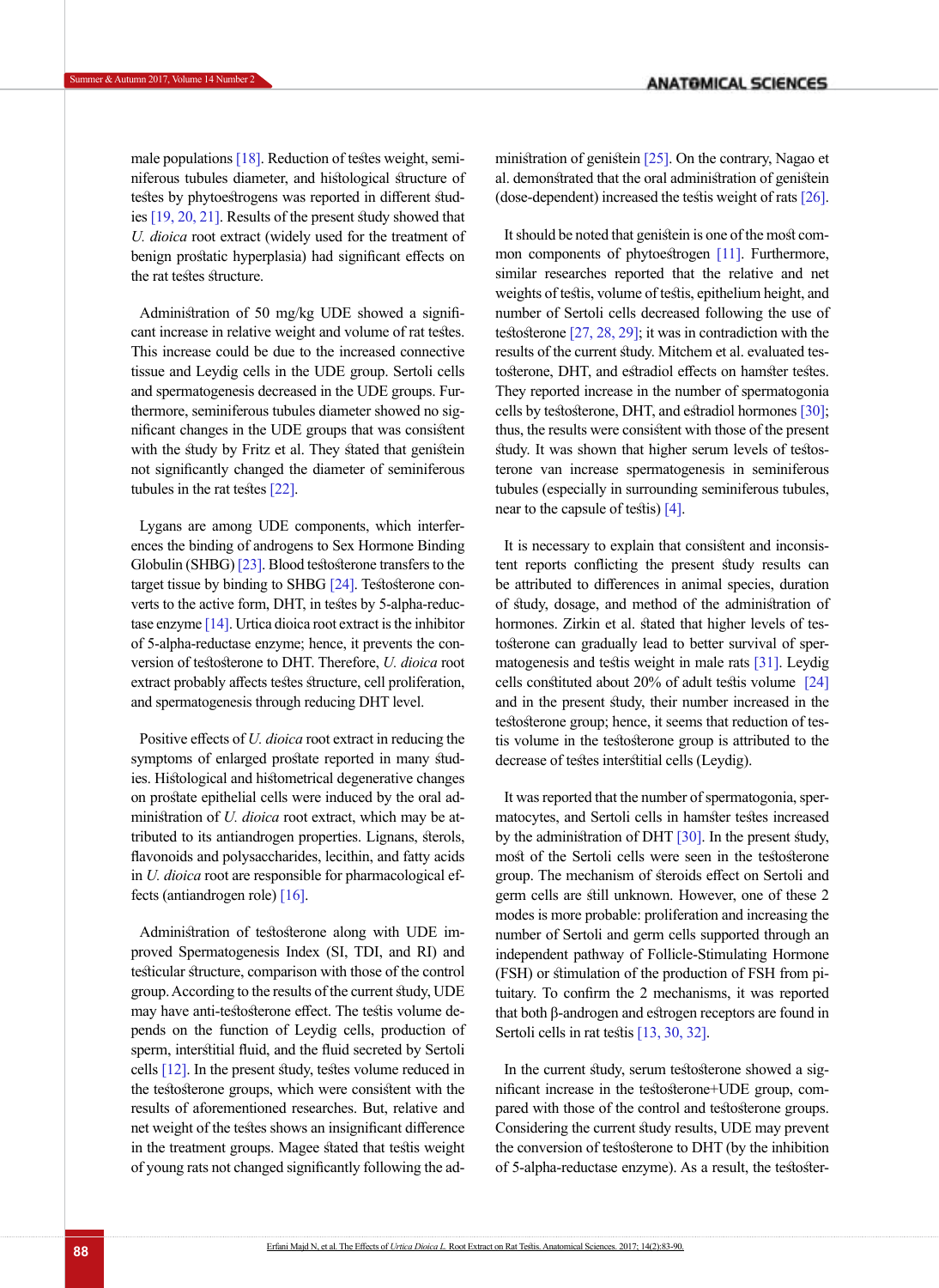male populations [18]. Reduction of testes weight, seminiferous tubules diameter, and histological structure of testes by phytoestrogens was reported in different studies [19, 20, 21]. Results of the present study showed that *U. dioica* root extract (widely used for the treatment of benign prostatic hyperplasia) had significant effects on the rat testes structure.

Administration of 50 mg/kg UDE showed a significant increase in relative weight and volume of rat testes. This increase could be due to the increased connective tissue and Leydig cells in the UDE group. Sertoli cells and spermatogenesis decreased in the UDE groups. Furthermore, seminiferous tubules diameter showed no significant changes in the UDE groups that was consistent with the study by Fritz et al. They stated that genistein not significantly changed the diameter of seminiferous tubules in the rat testes [22].

Lygans are among UDE components, which interferences the binding of androgens to Sex Hormone Binding Globulin (SHBG) [23]. Blood testosterone transfers to the target tissue by binding to SHBG [24]. Testosterone converts to the active form, DHT, in testes by 5-alpha-reductase enzyme [14]. Urtica dioica root extract is the inhibitor of 5-alpha-reductase enzyme; hence, it prevents the conversion of testosterone to DHT. Therefore, *U. dioica* root extract probably affects testes structure, cell proliferation, and spermatogenesis through reducing DHT level.

Positive effects of *U. dioica* root extract in reducing the symptoms of enlarged prostate reported in many studies. Histological and histometrical degenerative changes on prostate epithelial cells were induced by the oral administration of *U. dioica* root extract, which may be attributed to its antiandrogen properties. Lignans, sterols, flavonoids and polysaccharides, lecithin, and fatty acids in *U. dioica* root are responsible for pharmacological effects (antiandrogen role) [16].

Administration of testosterone along with UDE improved Spermatogenesis Index (SI, TDI, and RI) and testicular structure, comparison with those of the control group. According to the results of the current study, UDE may have anti-testosterone effect. The testis volume depends on the function of Leydig cells, production of sperm, interstitial fluid, and the fluid secreted by Sertoli cells [12]. In the present study, testes volume reduced in the testosterone groups, which were consistent with the results of aforementioned researches. But, relative and net weight of the testes shows an insignificant difference in the treatment groups. Magee stated that testis weight of young rats not changed significantly following the administration of genistein [25]. On the contrary, Nagao et al. demonstrated that the oral administration of genistein (dose-dependent) increased the testis weight of rats [26].

It should be noted that genistein is one of the most common components of phytoestrogen [11]. Furthermore, similar researches reported that the relative and net weights of testis, volume of testis, epithelium height, and number of Sertoli cells decreased following the use of testosterone [27, 28, 29]; it was in contradiction with the results of the current study. Mitchem et al. evaluated testosterone, DHT, and estradiol effects on hamster testes. They reported increase in the number of spermatogonia cells by testosterone, DHT, and estradiol hormones [30]; thus, the results were consistent with those of the present study. It was shown that higher serum levels of testosterone van increase spermatogenesis in seminiferous tubules (especially in surrounding seminiferous tubules, near to the capsule of testis) [4].

It is necessary to explain that consistent and inconsistent reports conflicting the present study results can be attributed to differences in animal species, duration of study, dosage, and method of the administration of hormones. Zirkin et al. stated that higher levels of testosterone can gradually lead to better survival of spermatogenesis and testis weight in male rats [31]. Leydig cells constituted about 20% of adult testis volume [24] and in the present study, their number increased in the testosterone group; hence, it seems that reduction of testis volume in the testosterone group is attributed to the decrease of testes interstitial cells (Leydig).

It was reported that the number of spermatogonia, spermatocytes, and Sertoli cells in hamster testes increased by the administration of DHT [30]. In the present study, most of the Sertoli cells were seen in the testosterone group. The mechanism of steroids effect on Sertoli and germ cells are still unknown. However, one of these 2 modes is more probable: proliferation and increasing the number of Sertoli and germ cells supported through an independent pathway of Follicle-Stimulating Hormone (FSH) or stimulation of the production of FSH from pituitary. To confirm the 2 mechanisms, it was reported that both β-androgen and estrogen receptors are found in Sertoli cells in rat testis [13, 30, 32].

In the current study, serum testosterone showed a significant increase in the testosterone+UDE group, compared with those of the control and testosterone groups. Considering the current study results, UDE may prevent the conversion of testosterone to DHT (by the inhibition of 5-alpha-reductase enzyme). As a result, the testoster-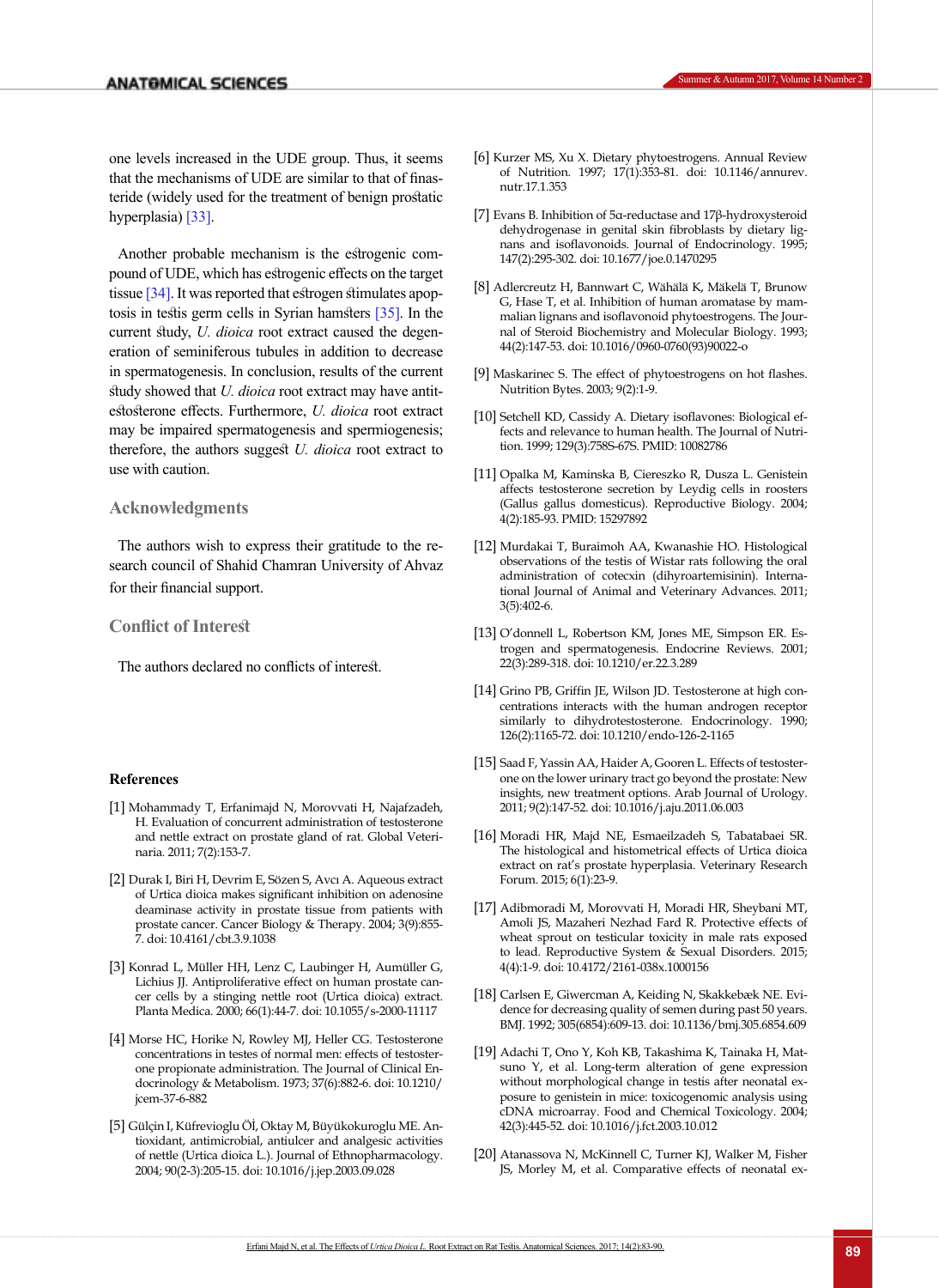one levels increased in the UDE group. Thus, it seems that the mechanisms of UDE are similar to that of finasteride (widely used for the treatment of benign prostatic hyperplasia) [33].

Another probable mechanism is the estrogenic compound of UDE, which has estrogenic effects on the target tissue [34]. It was reported that estrogen stimulates apoptosis in testis germ cells in Syrian hamsters [35]. In the current study, *U. dioica* root extract caused the degeneration of seminiferous tubules in addition to decrease in spermatogenesis. In conclusion, results of the current study showed that *U. dioica* root extract may have antitestosterone effects. Furthermore, *U. dioica* root extract may be impaired spermatogenesis and spermiogenesis; therefore, the authors suggest *U. dioica* root extract to use with caution.

## Acknowledgments

The authors wish to express their gratitude to the research council of Shahid Chamran University of Ahvaz for their financial support.

## Conflict of Interest

The authors declared no conflicts of interest.

## References

[1] Mohammady T, Erfanimajd N, Morovvati H, Najafzadeh, H. Evaluation of concurrent administration of testosterone and nettle extract on prostate gland of rat. Global Veterinaria. 2011; 7(2):153-7.

[2] Durak I, Biri H, Devrim E, Sözen S, Avcı A. Aqueous extract of Urtica dioica makes significant inhibition on adenosine deaminase activity in prostate tissue from patients with prostate cancer. Cancer Biology & Therapy. 2004; 3(9):855-7. doi: 10.4161/cbt.3.9.1038

[3] Konrad L, Müller HH, Lenz C, Laubinger H, Aumüller G, Lichius JJ. Antiproliferative effect on human prostate cancer cells by a stinging nettle root (Urtica dioica) extract. Planta Medica. 2000; 66(1):44-7. doi: 10.1055/s-2000-11117

[4] Morse HC, Horike N, Rowley MJ, Heller CG. Testosterone concentrations in testes of normal men: effects of testosterone propionate administration. The Journal of Clinical Endocrinology & Metabolism. 1973; 37(6):882-6. doi: 10.1210/jcem-37-6-882

[5] Gülçin I, Küfrevioglu Öİ, Oktay M, Büyükokuroglu ME. Antioxidant, antimicrobial, antiulcer and analgesic activities of nettle (Urtica dioica L.). Journal of Ethnopharmacology. 2004; 90(2-3):205-15. doi: 10.1016/j.jep.2003.09.028

[6] Kurzer MS, Xu X. Dietary phytoestrogens. Annual Review of Nutrition. 1997; 17(1):353-81. doi: 10.1146/annurev.nutr.17.1.353

[7] Evans B. Inhibition of 5α-reductase and 17β-hydroxysteroid dehydrogenase in genital skin fibroblasts by dietary lignans and isoflavonoids. Journal of Endocrinology. 1995; 147(2):295-302. doi: 10.1677/joe.0.1470295

[8] Adlercreutz H, Bannwart C, Wähälä K, Mäkelä T, Brunow G, Hase T, et al. Inhibition of human aromatase by mammalian lignans and isoflavonoid phytoestrogens. The Journal of Steroid Biochemistry and Molecular Biology. 1993; 44(2):147-53. doi: 10.1016/0960-0760(93)90022-o

[9] Maskarinec S. The effect of phytoestrogens on hot flashes. Nutrition Bytes. 2003; 9(2):1-9.

[10] Setchell KD, Cassidy A. Dietary isoflavones: Biological effects and relevance to human health. The Journal of Nutrition. 1999; 129(3):758S-67S. PMID: 10082786

[11] Opalka M, Kaminska B, Ciereszko R, Dusza L. Genistein affects testosterone secretion by Leydig cells in roosters (Gallus gallus domesticus). Reproductive Biology. 2004; 4(2):185-93. PMID: 15297892

[12] Murdakai T, Buraimoh AA, Kwanashie HO. Histological observations of the testis of Wistar rats following the oral administration of cotecxin (dihyroartemisinin). International Journal of Animal and Veterinary Advances. 2011; 3(5):402-6.

[13] O'donnell L, Robertson KM, Jones ME, Simpson ER. Estrogen and spermatogenesis. Endocrine Reviews. 2001; 22(3):289-318. doi: 10.1210/er.22.3.289

[14] Grino PB, Griffin JE, Wilson JD. Testosterone at high concentrations interacts with the human androgen receptor similarly to dihydrotestosterone. Endocrinology. 1990; 126(2):1165-72. doi: 10.1210/endo-126-2-1165

[15] Saad F, Yassin AA, Haider A, Gooren L. Effects of testosterone on the lower urinary tract go beyond the prostate: New insights, new treatment options. Arab Journal of Urology. 2011; 9(2):147-52. doi: 10.1016/j.aju.2011.06.003

[16] Moradi HR, Majd NE, Esmaeilzadeh S, Tabatabaei SR. The histological and histometrical effects of Urtica dioica extract on rat's prostate hyperplasia. Veterinary Research Forum. 2015; 6(1):23-9.

[17] Adibmoradi M, Morovvati H, Moradi HR, Sheybani MT, Amoli JS, Mazaheri Nezhad Fard R. Protective effects of wheat sprout on testicular toxicity in male rats exposed to lead. Reproductive System & Sexual Disorders. 2015; 4(4):1-9. doi: 10.4172/2161-038x.1000156

[18] Carlsen E, Giwercman A, Keiding N, Skakkebæk NE. Evidence for decreasing quality of semen during past 50 years. BMJ. 1992; 305(6854):609-13. doi: 10.1136/bmj.305.6854.609

[19] Adachi T, Ono Y, Koh KB, Takashima K, Tainaka H, Matsuno Y, et al. Long-term alteration of gene expression without morphological change in testis after neonatal exposure to genistein in mice: toxicogenomic analysis using cDNA microarray. Food and Chemical Toxicology. 2004; 42(3):445-52. doi: 10.1016/j.fct.2003.10.012

[20] Atanassova N, McKinnell C, Turner KJ, Walker M, Fisher JS, Morley M, et al. Comparative effects of neonatal ex-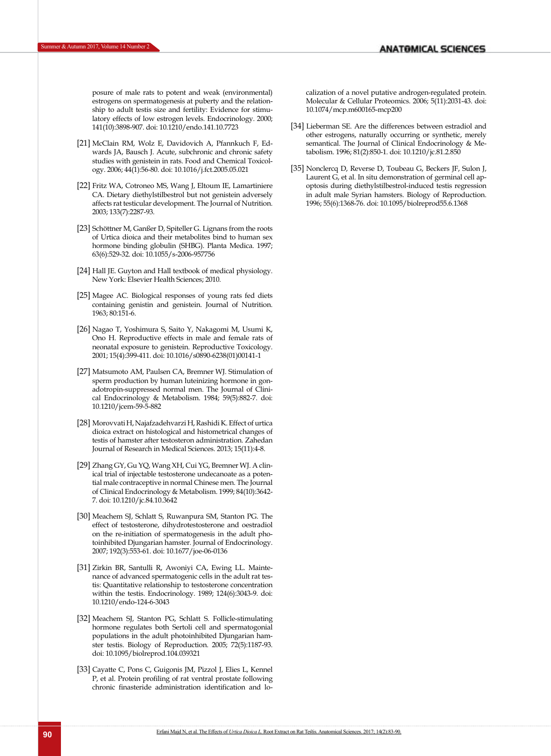posure of male rats to potent and weak (environmental) estrogens on spermatogenesis at puberty and the relationship to adult testis size and fertility: Evidence for stimulatory effects of low estrogen levels. Endocrinology. 2000; 141(10):3898-907. doi: 10.1210/endo.141.10.7723

[21] McClain RM, Wolz E, Davidovich A, Pfannkuch F, Edwards JA, Bausch J. Acute, subchronic and chronic safety studies with genistein in rats. Food and Chemical Toxicology. 2006; 44(1):56-80. doi: 10.1016/j.fct.2005.05.021

[22] Fritz WA, Cotroneo MS, Wang J, Eltoum IE, Lamartiniere CA. Dietary diethylstilbestrol but not genistein adversely affects rat testicular development. The Journal of Nutrition. 2003; 133(7):2287-93.

[23] Schöttner M, Ganßer D, Spiteller G. Lignans from the roots of Urtica dioica and their metabolites bind to human sex hormone binding globulin (SHBG). Planta Medica. 1997; 63(6):529-32. doi: 10.1055/s-2006-957756

[24] Hall JE. Guyton and Hall textbook of medical physiology. New York: Elsevier Health Sciences; 2010.

[25] Magee AC. Biological responses of young rats fed diets containing genistin and genistein. Journal of Nutrition. 1963; 80:151-6.

[26] Nagao T, Yoshimura S, Saito Y, Nakagomi M, Usumi K, Ono H. Reproductive effects in male and female rats of neonatal exposure to genistein. Reproductive Toxicology. 2001; 15(4):399-411. doi: 10.1016/s0890-6238(01)00141-1

[27] Matsumoto AM, Paulsen CA, Bremner WJ. Stimulation of sperm production by human luteinizing hormone in gonadotropin-suppressed normal men. The Journal of Clinical Endocrinology & Metabolism. 1984; 59(5):882-7. doi: 10.1210/jcem-59-5-882

[28] Morovvati H, Najafzadehvarzi H, Rashidi K. Effect of urtica dioica extract on histological and histometrical changes of testis of hamster after testosteron administration. Zahedan Journal of Research in Medical Sciences. 2013; 15(11):4-8.

[29] Zhang GY, Gu YQ, Wang XH, Cui YG, Bremner WJ. A clinical trial of injectable testosterone undecanoate as a potential male contraceptive in normal Chinese men. The Journal of Clinical Endocrinology & Metabolism. 1999; 84(10):3642-7. doi: 10.1210/jc.84.10.3642

[30] Meachem SJ, Schlatt S, Ruwanpura SM, Stanton PG. The effect of testosterone, dihydrotestosterone and oestradiol on the re-initiation of spermatogenesis in the adult photoinhibited Djungarian hamster. Journal of Endocrinology. 2007; 192(3):553-61. doi: 10.1677/joe-06-0136

[31] Zirkin BR, Santulli R, Awoniyi CA, Ewing LL. Maintenance of advanced spermatogenic cells in the adult rat testis: Quantitative relationship to testosterone concentration within the testis. Endocrinology. 1989; 124(6):3043-9. doi: 10.1210/endo-124-6-3043

[32] Meachem SJ, Stanton PG, Schlatt S. Follicle-stimulating hormone regulates both Sertoli cell and spermatogonial populations in the adult photoinhibited Djungarian hamster testis. Biology of Reproduction. 2005; 72(5):1187-93. doi: 10.1095/biolreprod.104.039321

[33] Cayatte C, Pons C, Guigonis JM, Pizzol J, Elies L, Kennel P, et al. Protein profiling of rat ventral prostate following chronic finasteride administration identification and localization of a novel putative androgen-regulated protein. Molecular & Cellular Proteomics. 2006; 5(11):2031-43. doi: 10.1074/mcp.m600165-mcp200

[34] Lieberman SE. Are the differences between estradiol and other estrogens, naturally occurring or synthetic, merely semantical. The Journal of Clinical Endocrinology & Metabolism. 1996; 81(2):850-1. doi: 10.1210/jc.81.2.850

[35] Nonclercq D, Reverse D, Toubeau G, Beckers JF, Sulon J, Laurent G, et al. In situ demonstration of germinal cell apoptosis during diethylstilbestrol-induced testis regression in adult male Syrian hamsters. Biology of Reproduction. 1996; 55(6):1368-76. doi: 10.1095/biolreprod55.6.1368